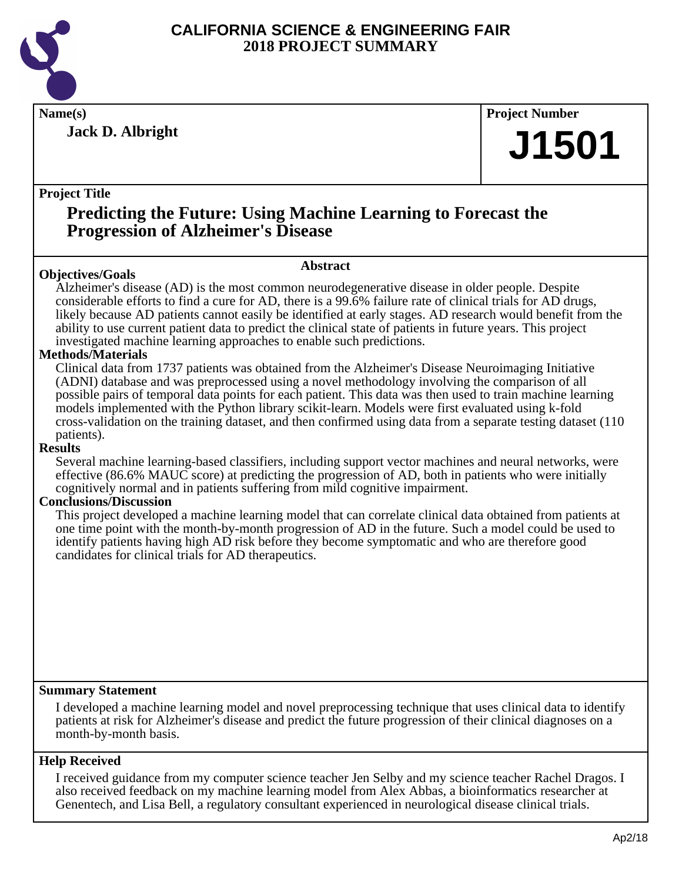# CALIFORNIA SCIENCE & ENGINEERING FAIR
## 2018 PROJECT SUMMARY

**Name(s)**

**Jack D. Albright**

**Project Number**

**J1501**

**Project Title**

## Predicting the Future: Using Machine Learning to Forecast the Progression of Alzheimer's Disease

### Abstract

**Objectives/Goals**

Alzheimer's disease (AD) is the most common neurodegenerative disease in older people. Despite considerable efforts to find a cure for AD, there is a 99.6% failure rate of clinical trials for AD drugs, likely because AD patients cannot easily be identified at early stages. AD research would benefit from the ability to use current patient data to predict the clinical state of patients in future years. This project investigated machine learning approaches to enable such predictions.

**Methods/Materials**

Clinical data from 1737 patients was obtained from the Alzheimer's Disease Neuroimaging Initiative (ADNI) database and was preprocessed using a novel methodology involving the comparison of all possible pairs of temporal data points for each patient. This data was then used to train machine learning models implemented with the Python library scikit-learn. Models were first evaluated using k-fold cross-validation on the training dataset, and then confirmed using data from a separate testing dataset (110 patients).

**Results**

Several machine learning-based classifiers, including support vector machines and neural networks, were effective (86.6% MAUC score) at predicting the progression of AD, both in patients who were initially cognitively normal and in patients suffering from mild cognitive impairment.

**Conclusions/Discussion**

This project developed a machine learning model that can correlate clinical data obtained from patients at one time point with the month-by-month progression of AD in the future. Such a model could be used to identify patients having high AD risk before they become symptomatic and who are therefore good candidates for clinical trials for AD therapeutics.

**Summary Statement**

I developed a machine learning model and novel preprocessing technique that uses clinical data to identify patients at risk for Alzheimer's disease and predict the future progression of their clinical diagnoses on a month-by-month basis.

**Help Received**

I received guidance from my computer science teacher Jen Selby and my science teacher Rachel Dragos. I also received feedback on my machine learning model from Alex Abbas, a bioinformatics researcher at Genentech, and Lisa Bell, a regulatory consultant experienced in neurological disease clinical trials.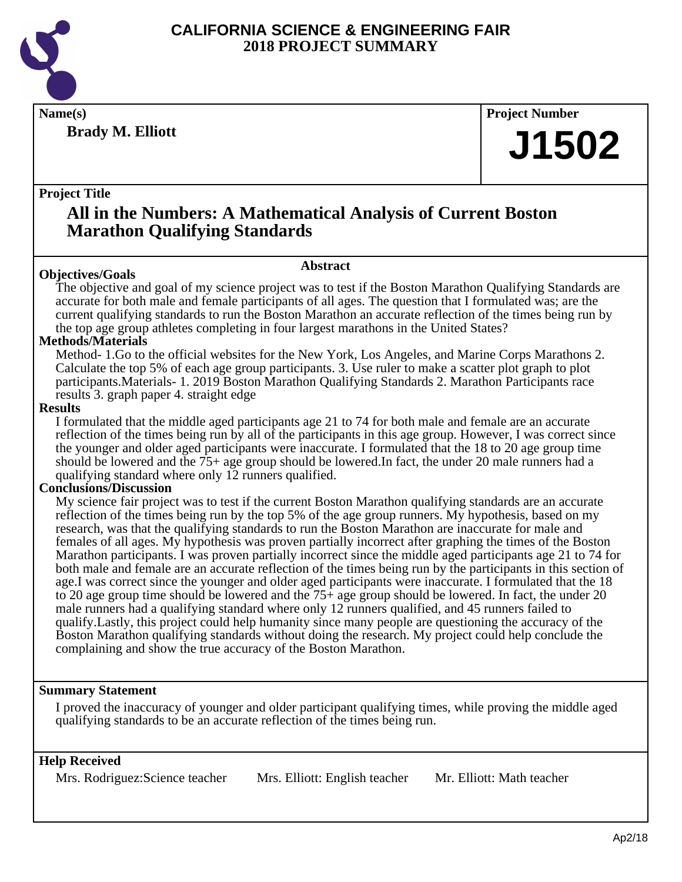# CALIFORNIA SCIENCE & ENGINEERING FAIR
## 2018 PROJECT SUMMARY

**Name(s)**

**Brady M. Elliott**

**Project Number**

# J1502

**Project Title**

## All in the Numbers: A Mathematical Analysis of Current Boston Marathon Qualifying Standards

### Abstract

**Objectives/Goals**

The objective and goal of my science project was to test if the Boston Marathon Qualifying Standards are accurate for both male and female participants of all ages. The question that I formulated was; are the current qualifying standards to run the Boston Marathon an accurate reflection of the times being run by the top age group athletes completing in four largest marathons in the United States?

**Methods/Materials**

Method- 1.Go to the official websites for the New York, Los Angeles, and Marine Corps Marathons 2. Calculate the top 5% of each age group participants. 3. Use ruler to make a scatter plot graph to plot participants.Materials- 1. 2019 Boston Marathon Qualifying Standards 2. Marathon Participants race results 3. graph paper 4. straight edge

**Results**

I formulated that the middle aged participants age 21 to 74 for both male and female are an accurate reflection of the times being run by all of the participants in this age group. However, I was correct since the younger and older aged participants were inaccurate. I formulated that the 18 to 20 age group time should be lowered and the 75+ age group should be lowered.In fact, the under 20 male runners had a qualifying standard where only 12 runners qualified.

**Conclusions/Discussion**

My science fair project was to test if the current Boston Marathon qualifying standards are an accurate reflection of the times being run by the top 5% of the age group runners. My hypothesis, based on my research, was that the qualifying standards to run the Boston Marathon are inaccurate for male and females of all ages. My hypothesis was proven partially incorrect after graphing the times of the Boston Marathon participants. I was proven partially incorrect since the middle aged participants age 21 to 74 for both male and female are an accurate reflection of the times being run by the participants in this section of age.I was correct since the younger and older aged participants were inaccurate. I formulated that the 18 to 20 age group time should be lowered and the 75+ age group should be lowered. In fact, the under 20 male runners had a qualifying standard where only 12 runners qualified, and 45 runners failed to qualify.Lastly, this project could help humanity since many people are questioning the accuracy of the Boston Marathon qualifying standards without doing the research. My project could help conclude the complaining and show the true accuracy of the Boston Marathon.

**Summary Statement**

I proved the inaccuracy of younger and older participant qualifying times, while proving the middle aged qualifying standards to be an accurate reflection of the times being run.

**Help Received**

Mrs. Rodriguez:Science teacher Mrs. Elliott: English teacher Mr. Elliott: Math teacher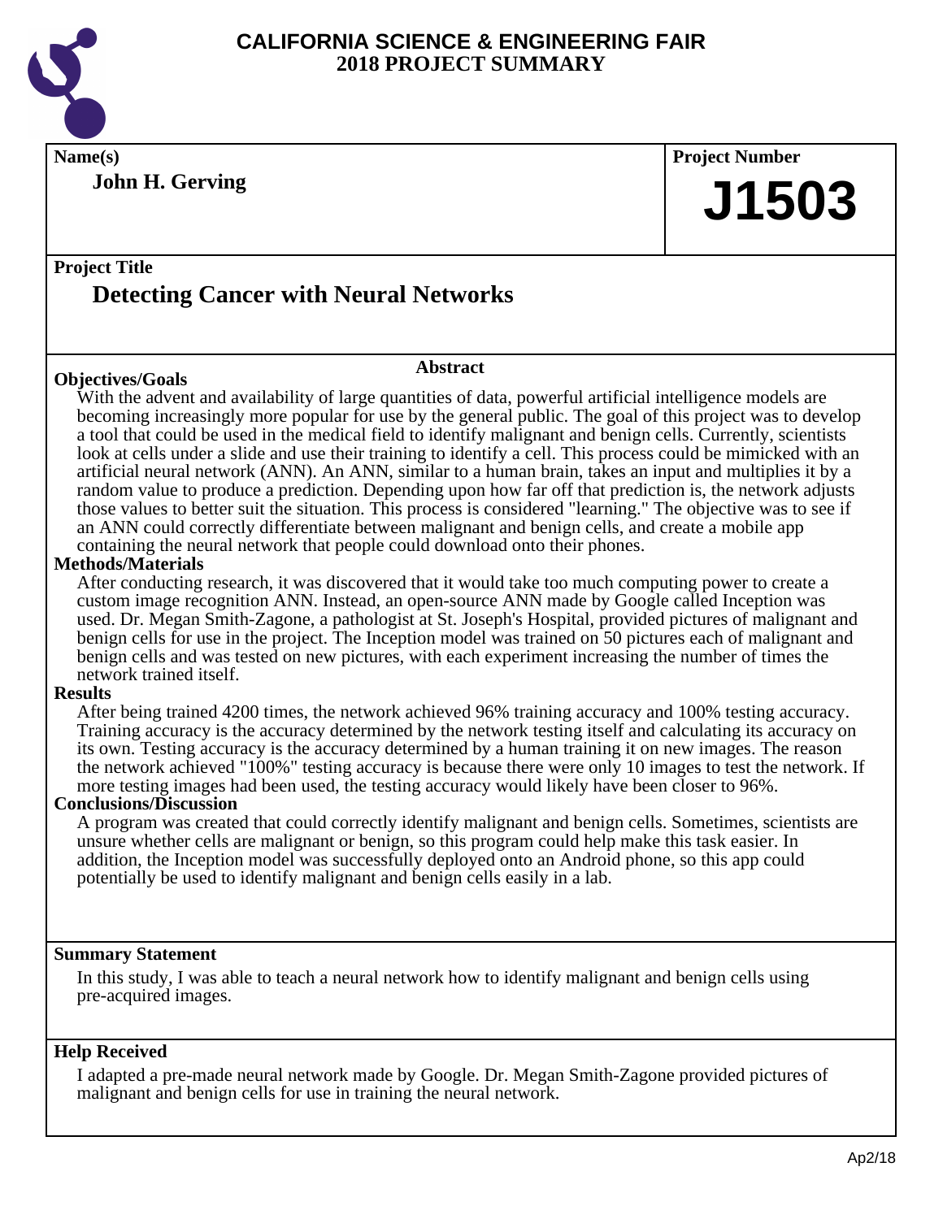# CALIFORNIA SCIENCE & ENGINEERING FAIR
## 2018 PROJECT SUMMARY

**Name(s)**

**John H. Gerving**

**Project Number**

**J1503**

**Project Title**

## Detecting Cancer with Neural Networks

### Abstract

**Objectives/Goals**

With the advent and availability of large quantities of data, powerful artificial intelligence models are becoming increasingly more popular for use by the general public. The goal of this project was to develop a tool that could be used in the medical field to identify malignant and benign cells. Currently, scientists look at cells under a slide and use their training to identify a cell. This process could be mimicked with an artificial neural network (ANN). An ANN, similar to a human brain, takes an input and multiplies it by a random value to produce a prediction. Depending upon how far off that prediction is, the network adjusts those values to better suit the situation. This process is considered "learning." The objective was to see if an ANN could correctly differentiate between malignant and benign cells, and create a mobile app containing the neural network that people could download onto their phones.

**Methods/Materials**

After conducting research, it was discovered that it would take too much computing power to create a custom image recognition ANN. Instead, an open-source ANN made by Google called Inception was used. Dr. Megan Smith-Zagone, a pathologist at St. Joseph's Hospital, provided pictures of malignant and benign cells for use in the project. The Inception model was trained on 50 pictures each of malignant and benign cells and was tested on new pictures, with each experiment increasing the number of times the network trained itself.

**Results**

After being trained 4200 times, the network achieved 96% training accuracy and 100% testing accuracy. Training accuracy is the accuracy determined by the network testing itself and calculating its accuracy on its own. Testing accuracy is the accuracy determined by a human training it on new images. The reason the network achieved "100%" testing accuracy is because there were only 10 images to test the network. If more testing images had been used, the testing accuracy would likely have been closer to 96%.

**Conclusions/Discussion**

A program was created that could correctly identify malignant and benign cells. Sometimes, scientists are unsure whether cells are malignant or benign, so this program could help make this task easier. In addition, the Inception model was successfully deployed onto an Android phone, so this app could potentially be used to identify malignant and benign cells easily in a lab.

**Summary Statement**

In this study, I was able to teach a neural network how to identify malignant and benign cells using pre-acquired images.

**Help Received**

I adapted a pre-made neural network made by Google. Dr. Megan Smith-Zagone provided pictures of malignant and benign cells for use in training the neural network.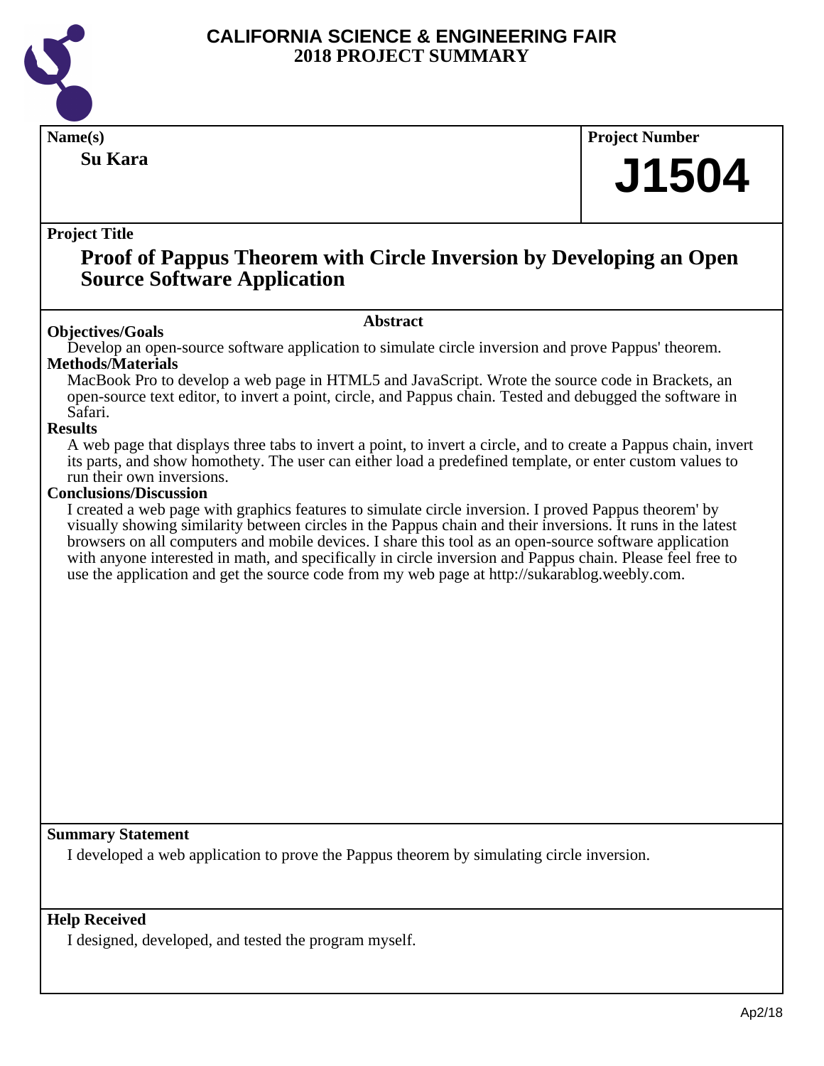# CALIFORNIA SCIENCE & ENGINEERING FAIR
## 2018 PROJECT SUMMARY

**Name(s)**

**Su Kara**

**Project Number**

# J1504

**Project Title**

## Proof of Pappus Theorem with Circle Inversion by Developing an Open Source Software Application

### Abstract

**Objectives/Goals**

Develop an open-source software application to simulate circle inversion and prove Pappus' theorem.

**Methods/Materials**

MacBook Pro to develop a web page in HTML5 and JavaScript. Wrote the source code in Brackets, an open-source text editor, to invert a point, circle, and Pappus chain. Tested and debugged the software in Safari.

**Results**

A web page that displays three tabs to invert a point, to invert a circle, and to create a Pappus chain, invert its parts, and show homothety. The user can either load a predefined template, or enter custom values to run their own inversions.

**Conclusions/Discussion**

I created a web page with graphics features to simulate circle inversion. I proved Pappus theorem' by visually showing similarity between circles in the Pappus chain and their inversions. It runs in the latest browsers on all computers and mobile devices. I share this tool as an open-source software application with anyone interested in math, and specifically in circle inversion and Pappus chain. Please feel free to use the application and get the source code from my web page at http://sukarablog.weebly.com.

**Summary Statement**

I developed a web application to prove the Pappus theorem by simulating circle inversion.

**Help Received**

I designed, developed, and tested the program myself.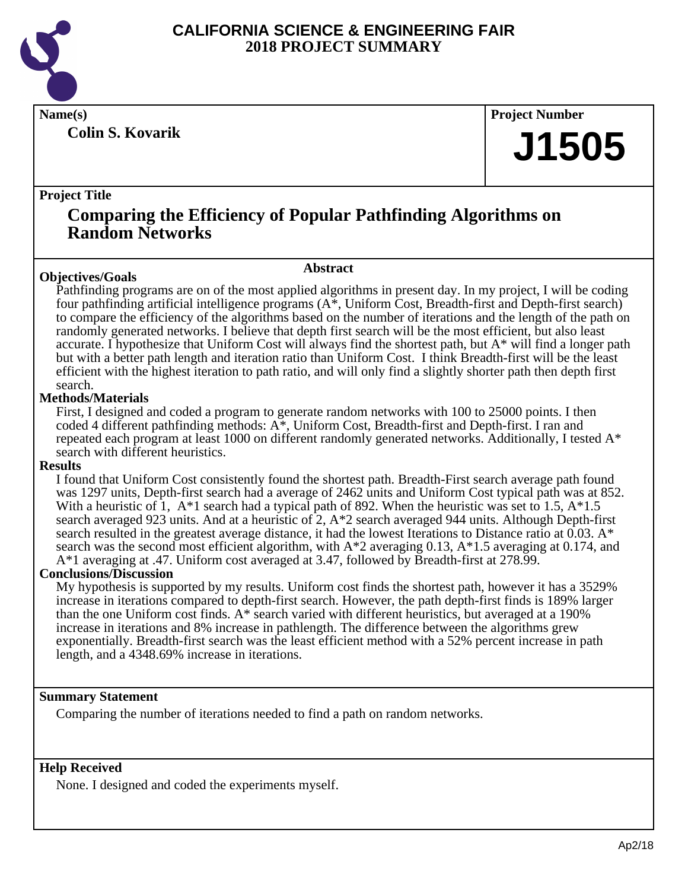# CALIFORNIA SCIENCE & ENGINEERING FAIR
## 2018 PROJECT SUMMARY

**Name(s)**

**Colin S. Kovarik**

**Project Number**

# J1505

**Project Title**

## Comparing the Efficiency of Popular Pathfinding Algorithms on Random Networks

**Abstract**

**Objectives/Goals**

Pathfinding programs are on of the most applied algorithms in present day. In my project, I will be coding four pathfinding artificial intelligence programs (A*, Uniform Cost, Breadth-first and Depth-first search) to compare the efficiency of the algorithms based on the number of iterations and the length of the path on randomly generated networks. I believe that depth first search will be the most efficient, but also least accurate. I hypothesize that Uniform Cost will always find the shortest path, but A* will find a longer path but with a better path length and iteration ratio than Uniform Cost. I think Breadth-first will be the least efficient with the highest iteration to path ratio, and will only find a slightly shorter path then depth first search.

**Methods/Materials**

First, I designed and coded a program to generate random networks with 100 to 25000 points. I then coded 4 different pathfinding methods: A*, Uniform Cost, Breadth-first and Depth-first. I ran and repeated each program at least 1000 on different randomly generated networks. Additionally, I tested A* search with different heuristics.

**Results**

I found that Uniform Cost consistently found the shortest path. Breadth-First search average path found was 1297 units, Depth-first search had a average of 2462 units and Uniform Cost typical path was at 852. With a heuristic of 1, A*1 search had a typical path of 892. When the heuristic was set to 1.5, A*1.5 search averaged 923 units. And at a heuristic of 2, A*2 search averaged 944 units. Although Depth-first search resulted in the greatest average distance, it had the lowest Iterations to Distance ratio at 0.03. A* search was the second most efficient algorithm, with A*2 averaging 0.13, A*1.5 averaging at 0.174, and A*1 averaging at .47. Uniform cost averaged at 3.47, followed by Breadth-first at 278.99.

**Conclusions/Discussion**

My hypothesis is supported by my results. Uniform cost finds the shortest path, however it has a 3529% increase in iterations compared to depth-first search. However, the path depth-first finds is 189% larger than the one Uniform cost finds. A* search varied with different heuristics, but averaged at a 190% increase in iterations and 8% increase in pathlength. The difference between the algorithms grew exponentially. Breadth-first search was the least efficient method with a 52% percent increase in path length, and a 4348.69% increase in iterations.

**Summary Statement**

Comparing the number of iterations needed to find a path on random networks.

**Help Received**

None. I designed and coded the experiments myself.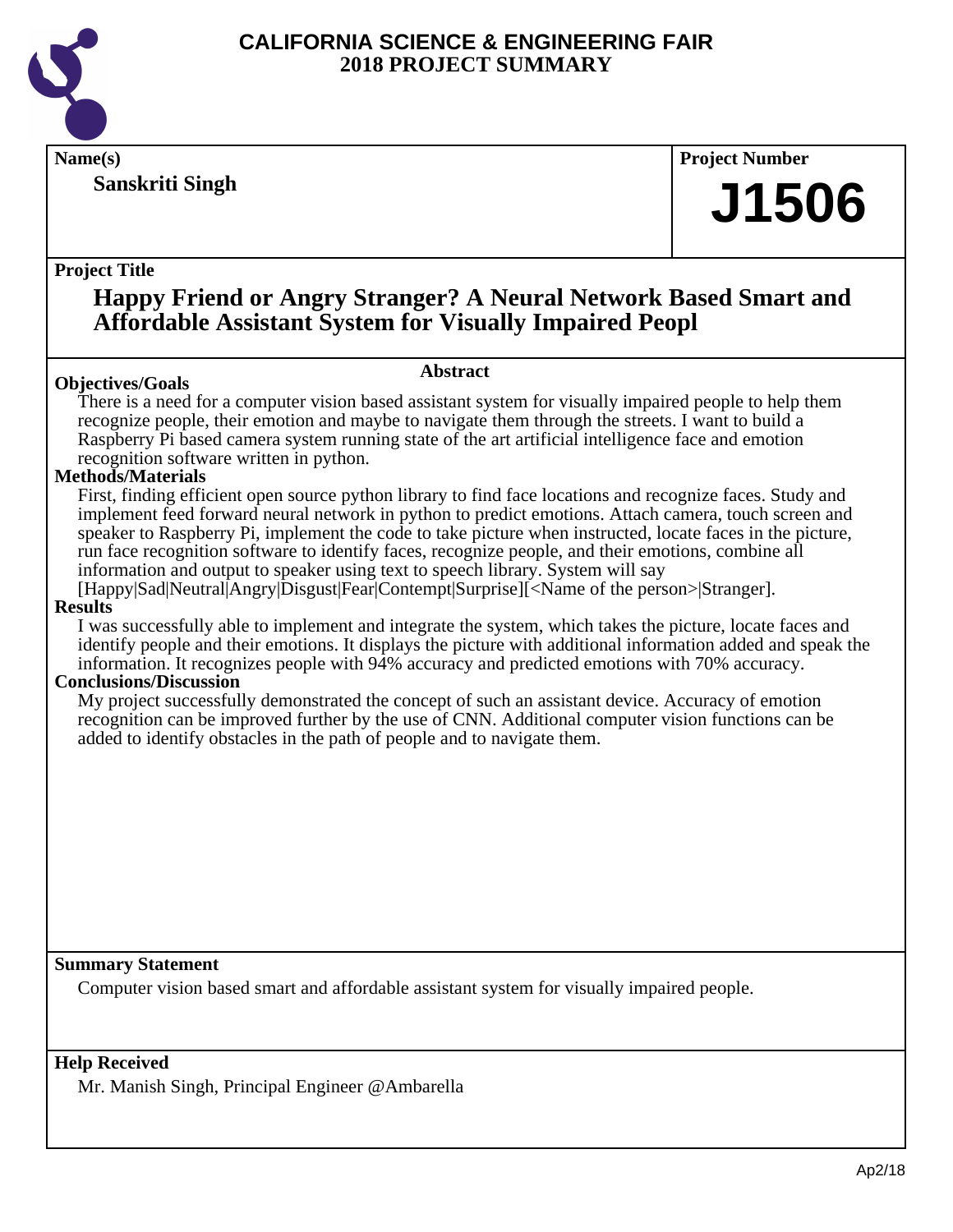# CALIFORNIA SCIENCE & ENGINEERING FAIR
## 2018 PROJECT SUMMARY

**Name(s)**

**Sanskriti Singh**

**Project Number**

**J1506**

**Project Title**

## Happy Friend or Angry Stranger? A Neural Network Based Smart and Affordable Assistant System for Visually Impaired Peopl

**Abstract**

**Objectives/Goals**

There is a need for a computer vision based assistant system for visually impaired people to help them recognize people, their emotion and maybe to navigate them through the streets. I want to build a Raspberry Pi based camera system running state of the art artificial intelligence face and emotion recognition software written in python.

**Methods/Materials**

First, finding efficient open source python library to find face locations and recognize faces. Study and implement feed forward neural network in python to predict emotions. Attach camera, touch screen and speaker to Raspberry Pi, implement the code to take picture when instructed, locate faces in the picture, run face recognition software to identify faces, recognize people, and their emotions, combine all information and output to speaker using text to speech library. System will say [Happy|Sad|Neutral|Angry|Disgust|Fear|Contempt|Surprise][<Name of the person>|Stranger].

**Results**

I was successfully able to implement and integrate the system, which takes the picture, locate faces and identify people and their emotions. It displays the picture with additional information added and speak the information. It recognizes people with 94% accuracy and predicted emotions with 70% accuracy.

**Conclusions/Discussion**

My project successfully demonstrated the concept of such an assistant device. Accuracy of emotion recognition can be improved further by the use of CNN. Additional computer vision functions can be added to identify obstacles in the path of people and to navigate them.

**Summary Statement**

Computer vision based smart and affordable assistant system for visually impaired people.

**Help Received**

Mr. Manish Singh, Principal Engineer @Ambarella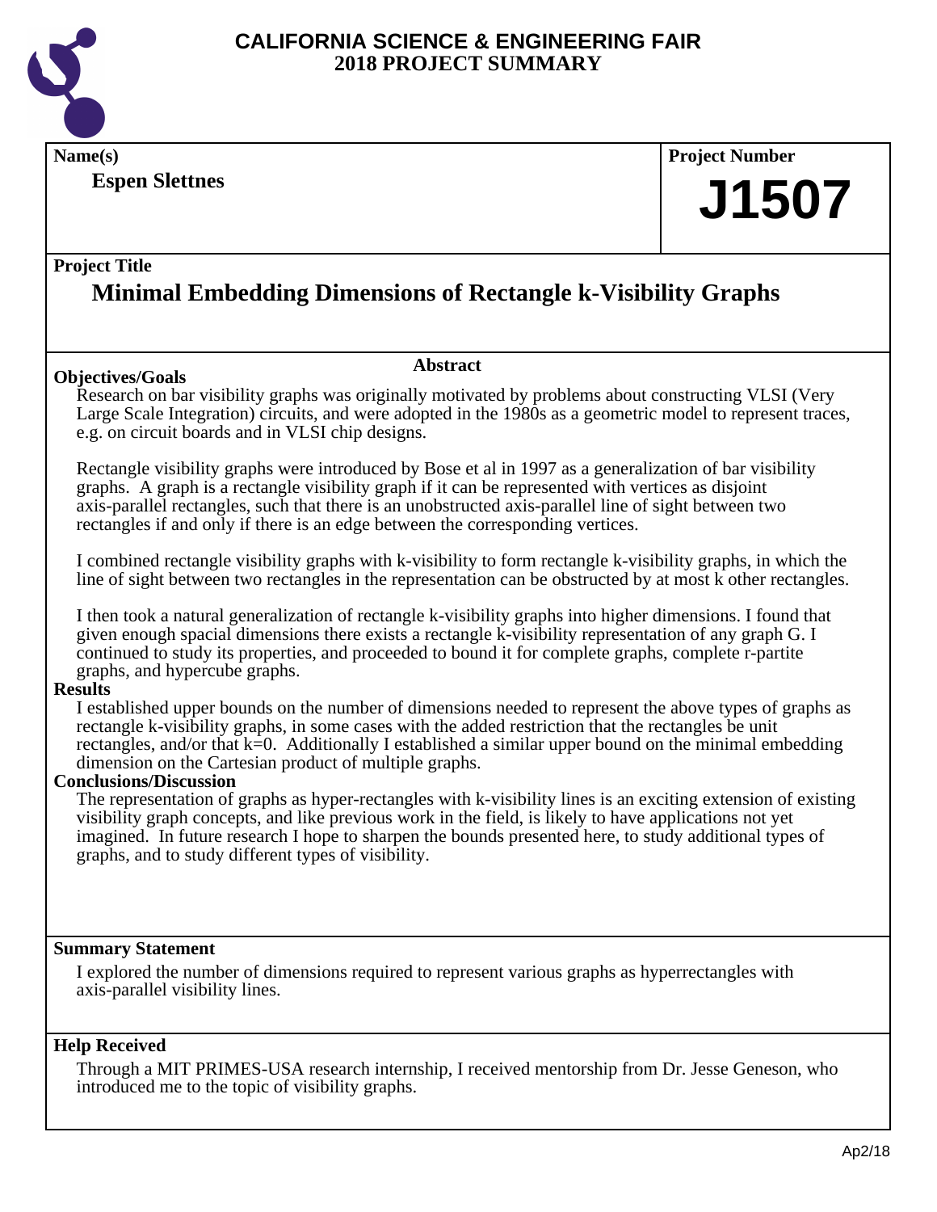# CALIFORNIA SCIENCE & ENGINEERING FAIR
## 2018 PROJECT SUMMARY

**Name(s)**

**Espen Slettnes**

**Project Number**

**J1507**

**Project Title**

## Minimal Embedding Dimensions of Rectangle k-Visibility Graphs

### Abstract

**Objectives/Goals**

Research on bar visibility graphs was originally motivated by problems about constructing VLSI (Very Large Scale Integration) circuits, and were adopted in the 1980s as a geometric model to represent traces, e.g. on circuit boards and in VLSI chip designs.

Rectangle visibility graphs were introduced by Bose et al in 1997 as a generalization of bar visibility graphs. A graph is a rectangle visibility graph if it can be represented with vertices as disjoint axis-parallel rectangles, such that there is an unobstructed axis-parallel line of sight between two rectangles if and only if there is an edge between the corresponding vertices.

I combined rectangle visibility graphs with k-visibility to form rectangle k-visibility graphs, in which the line of sight between two rectangles in the representation can be obstructed by at most k other rectangles.

I then took a natural generalization of rectangle k-visibility graphs into higher dimensions. I found that given enough spacial dimensions there exists a rectangle k-visibility representation of any graph G. I continued to study its properties, and proceeded to bound it for complete graphs, complete r-partite graphs, and hypercube graphs.

**Results**

I established upper bounds on the number of dimensions needed to represent the above types of graphs as rectangle k-visibility graphs, in some cases with the added restriction that the rectangles be unit rectangles, and/or that k=0. Additionally I established a similar upper bound on the minimal embedding dimension on the Cartesian product of multiple graphs.

**Conclusions/Discussion**

The representation of graphs as hyper-rectangles with k-visibility lines is an exciting extension of existing visibility graph concepts, and like previous work in the field, is likely to have applications not yet imagined. In future research I hope to sharpen the bounds presented here, to study additional types of graphs, and to study different types of visibility.

**Summary Statement**

I explored the number of dimensions required to represent various graphs as hyperrectangles with axis-parallel visibility lines.

**Help Received**

Through a MIT PRIMES-USA research internship, I received mentorship from Dr. Jesse Geneson, who introduced me to the topic of visibility graphs.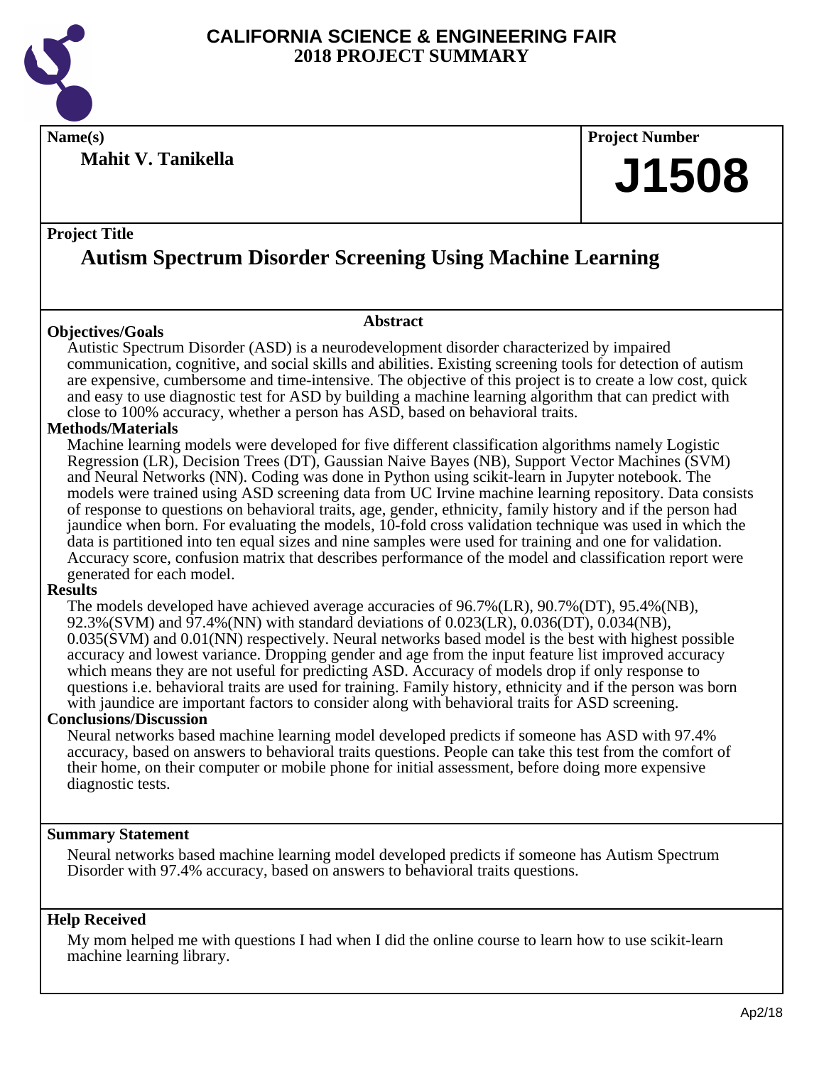# CALIFORNIA SCIENCE & ENGINEERING FAIR
## 2018 PROJECT SUMMARY

**Name(s)**

**Mahit V. Tanikella**

**Project Number**

**J1508**

**Project Title**

# Autism Spectrum Disorder Screening Using Machine Learning

**Abstract**

**Objectives/Goals**

Autistic Spectrum Disorder (ASD) is a neurodevelopment disorder characterized by impaired communication, cognitive, and social skills and abilities. Existing screening tools for detection of autism are expensive, cumbersome and time-intensive. The objective of this project is to create a low cost, quick and easy to use diagnostic test for ASD by building a machine learning algorithm that can predict with close to 100% accuracy, whether a person has ASD, based on behavioral traits.

**Methods/Materials**

Machine learning models were developed for five different classification algorithms namely Logistic Regression (LR), Decision Trees (DT), Gaussian Naive Bayes (NB), Support Vector Machines (SVM) and Neural Networks (NN). Coding was done in Python using scikit-learn in Jupyter notebook. The models were trained using ASD screening data from UC Irvine machine learning repository. Data consists of response to questions on behavioral traits, age, gender, ethnicity, family history and if the person had jaundice when born. For evaluating the models, 10-fold cross validation technique was used in which the data is partitioned into ten equal sizes and nine samples were used for training and one for validation. Accuracy score, confusion matrix that describes performance of the model and classification report were generated for each model.

**Results**

The models developed have achieved average accuracies of 96.7%(LR), 90.7%(DT), 95.4%(NB), 92.3%(SVM) and 97.4%(NN) with standard deviations of 0.023(LR), 0.036(DT), 0.034(NB), 0.035(SVM) and 0.01(NN) respectively. Neural networks based model is the best with highest possible accuracy and lowest variance. Dropping gender and age from the input feature list improved accuracy which means they are not useful for predicting ASD. Accuracy of models drop if only response to questions i.e. behavioral traits are used for training. Family history, ethnicity and if the person was born with jaundice are important factors to consider along with behavioral traits for ASD screening.

**Conclusions/Discussion**

Neural networks based machine learning model developed predicts if someone has ASD with 97.4% accuracy, based on answers to behavioral traits questions. People can take this test from the comfort of their home, on their computer or mobile phone for initial assessment, before doing more expensive diagnostic tests.

**Summary Statement**

Neural networks based machine learning model developed predicts if someone has Autism Spectrum Disorder with 97.4% accuracy, based on answers to behavioral traits questions.

**Help Received**

My mom helped me with questions I had when I did the online course to learn how to use scikit-learn machine learning library.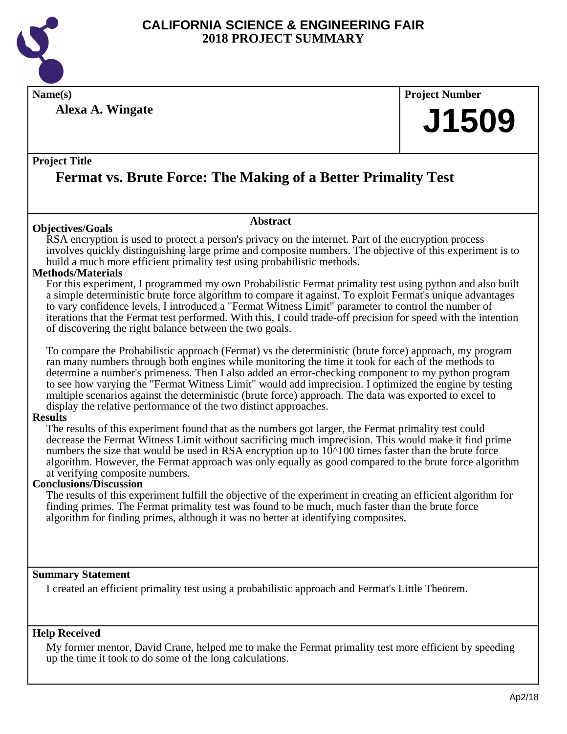# CALIFORNIA SCIENCE & ENGINEERING FAIR
## 2018 PROJECT SUMMARY

**Name(s)**

**Alexa A. Wingate**

**Project Number**

**J1509**

**Project Title**

## Fermat vs. Brute Force: The Making of a Better Primality Test

### Abstract

**Objectives/Goals**

RSA encryption is used to protect a person's privacy on the internet. Part of the encryption process involves quickly distinguishing large prime and composite numbers. The objective of this experiment is to build a much more efficient primality test using probabilistic methods.

**Methods/Materials**

For this experiment, I programmed my own Probabilistic Fermat primality test using python and also built a simple deterministic brute force algorithm to compare it against. To exploit Fermat's unique advantages to vary confidence levels, I introduced a "Fermat Witness Limit" parameter to control the number of iterations that the Fermat test performed. With this, I could trade-off precision for speed with the intention of discovering the right balance between the two goals.

To compare the Probabilistic approach (Fermat) vs the deterministic (brute force) approach, my program ran many numbers through both engines while monitoring the time it took for each of the methods to determine a number's primeness. Then I also added an error-checking component to my python program to see how varying the "Fermat Witness Limit" would add imprecision. I optimized the engine by testing multiple scenarios against the deterministic (brute force) approach. The data was exported to excel to display the relative performance of the two distinct approaches.

**Results**

The results of this experiment found that as the numbers got larger, the Fermat primality test could decrease the Fermat Witness Limit without sacrificing much imprecision. This would make it find prime numbers the size that would be used in RSA encryption up to 10^100 times faster than the brute force algorithm. However, the Fermat approach was only equally as good compared to the brute force algorithm at verifying composite numbers.

**Conclusions/Discussion**

The results of this experiment fulfill the objective of the experiment in creating an efficient algorithm for finding primes. The Fermat primality test was found to be much, much faster than the brute force algorithm for finding primes, although it was no better at identifying composites.

**Summary Statement**

I created an efficient primality test using a probabilistic approach and Fermat's Little Theorem.

**Help Received**

My former mentor, David Crane, helped me to make the Fermat primality test more efficient by speeding up the time it took to do some of the long calculations.